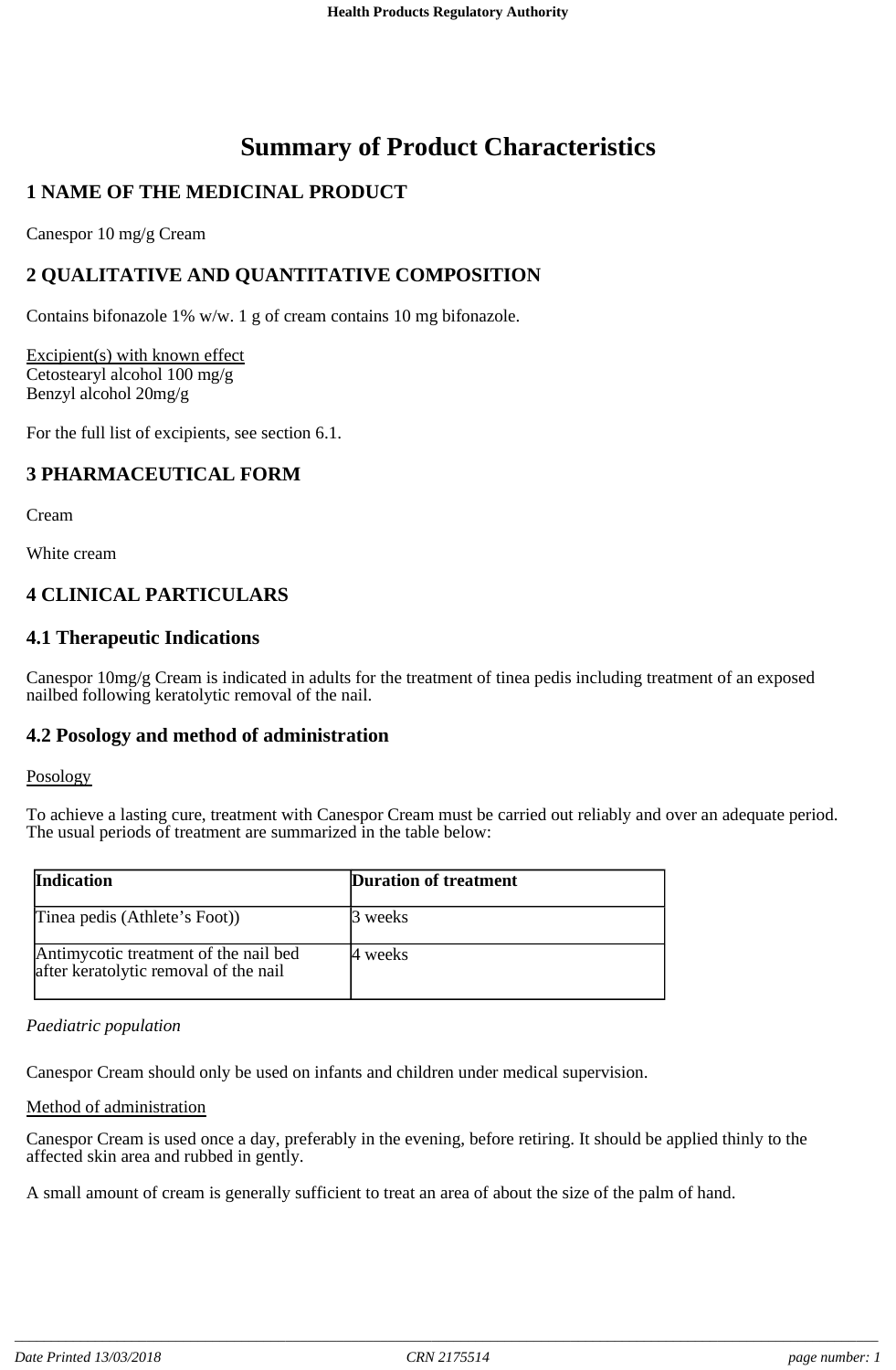# Summary of Product Characteristics

## 1 NAME OF THE MEDICINAL PRODUCT

Canespor 10 mg/g Cream

## 2 QUALITATIVE AND QUANTITATIVE COMPOSITION

Contains bifonazole 1% w/w. 1 g of cream contains 10 mg bifonazole.

Excipient(s) with known effect
Cetostearyl alcohol 100 mg/g
Benzyl alcohol 20mg/g

For the full list of excipients, see section 6.1.

## 3 PHARMACEUTICAL FORM

Cream

White cream

## 4 CLINICAL PARTICULARS

### 4.1 Therapeutic Indications

Canespor 10mg/g Cream is indicated in adults for the treatment of tinea pedis including treatment of an exposed nailbed following keratolytic removal of the nail.

### 4.2 Posology and method of administration

Posology

To achieve a lasting cure, treatment with Canespor Cream must be carried out reliably and over an adequate period. The usual periods of treatment are summarized in the table below:

| **Indication** | **Duration of treatment** |
| --- | --- |
| Tinea pedis (Athlete's Foot)) | 3 weeks |
| Antimycotic treatment of the nail bed after keratolytic removal of the nail | 4 weeks |

*Paediatric population*

Canespor Cream should only be used on infants and children under medical supervision.

Method of administration

Canespor Cream is used once a day, preferably in the evening, before retiring. It should be applied thinly to the affected skin area and rubbed in gently.

A small amount of cream is generally sufficient to treat an area of about the size of the palm of hand.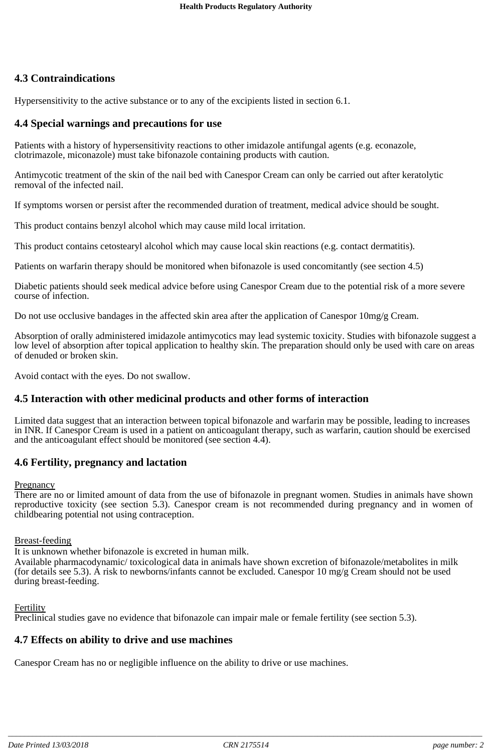## 4.3 Contraindications

Hypersensitivity to the active substance or to any of the excipients listed in section 6.1.

## 4.4 Special warnings and precautions for use

Patients with a history of hypersensitivity reactions to other imidazole antifungal agents (e.g. econazole, clotrimazole, miconazole) must take bifonazole containing products with caution.

Antimycotic treatment of the skin of the nail bed with Canespor Cream can only be carried out after keratolytic removal of the infected nail.

If symptoms worsen or persist after the recommended duration of treatment, medical advice should be sought.

This product contains benzyl alcohol which may cause mild local irritation.

This product contains cetostearyl alcohol which may cause local skin reactions (e.g. contact dermatitis).

Patients on warfarin therapy should be monitored when bifonazole is used concomitantly (see section 4.5)

Diabetic patients should seek medical advice before using Canespor Cream due to the potential risk of a more severe course of infection.

Do not use occlusive bandages in the affected skin area after the application of Canespor 10mg/g Cream.

Absorption of orally administered imidazole antimycotics may lead systemic toxicity. Studies with bifonazole suggest a low level of absorption after topical application to healthy skin. The preparation should only be used with care on areas of denuded or broken skin.

Avoid contact with the eyes. Do not swallow.

## 4.5 Interaction with other medicinal products and other forms of interaction

Limited data suggest that an interaction between topical bifonazole and warfarin may be possible, leading to increases in INR. If Canespor Cream is used in a patient on anticoagulant therapy, such as warfarin, caution should be exercised and the anticoagulant effect should be monitored (see section 4.4).

## 4.6 Fertility, pregnancy and lactation

Pregnancy
There are no or limited amount of data from the use of bifonazole in pregnant women. Studies in animals have shown reproductive toxicity (see section 5.3). Canespor cream is not recommended during pregnancy and in women of childbearing potential not using contraception.

Breast-feeding
It is unknown whether bifonazole is excreted in human milk.
Available pharmacodynamic/ toxicological data in animals have shown excretion of bifonazole/metabolites in milk (for details see 5.3). A risk to newborns/infants cannot be excluded. Canespor 10 mg/g Cream should not be used during breast-feeding.

Fertility
Preclinical studies gave no evidence that bifonazole can impair male or female fertility (see section 5.3).

## 4.7 Effects on ability to drive and use machines

Canespor Cream has no or negligible influence on the ability to drive or use machines.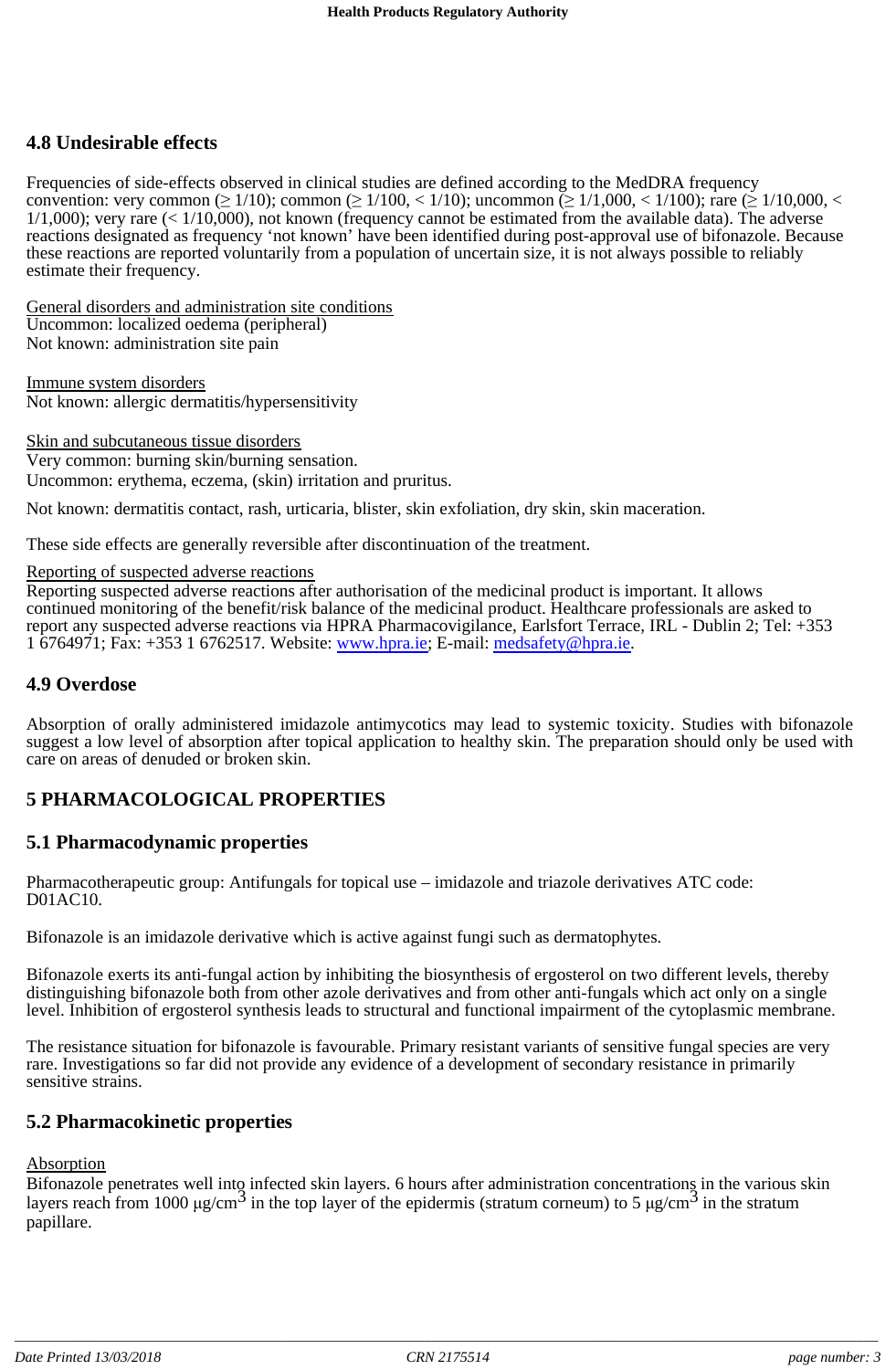## 4.8 Undesirable effects

Frequencies of side-effects observed in clinical studies are defined according to the MedDRA frequency convention: very common ($\geq$ 1/10); common ($\geq$ 1/100, < 1/10); uncommon ($\geq$ 1/1,000, < 1/100); rare ($\geq$ 1/10,000, < 1/1,000); very rare (< 1/10,000), not known (frequency cannot be estimated from the available data). The adverse reactions designated as frequency 'not known' have been identified during post-approval use of bifonazole. Because these reactions are reported voluntarily from a population of uncertain size, it is not always possible to reliably estimate their frequency.

General disorders and administration site conditions
Uncommon: localized oedema (peripheral)
Not known: administration site pain

Immune system disorders
Not known: allergic dermatitis/hypersensitivity

Skin and subcutaneous tissue disorders
Very common: burning skin/burning sensation.
Uncommon: erythema, eczema, (skin) irritation and pruritus.

Not known: dermatitis contact, rash, urticaria, blister, skin exfoliation, dry skin, skin maceration.

These side effects are generally reversible after discontinuation of the treatment.

Reporting of suspected adverse reactions
Reporting suspected adverse reactions after authorisation of the medicinal product is important. It allows continued monitoring of the benefit/risk balance of the medicinal product. Healthcare professionals are asked to report any suspected adverse reactions via HPRA Pharmacovigilance, Earlsfort Terrace, IRL - Dublin 2; Tel: +353 1 6764971; Fax: +353 1 6762517. Website: www.hpra.ie; E-mail: medsafety@hpra.ie.

## 4.9 Overdose

Absorption of orally administered imidazole antimycotics may lead to systemic toxicity. Studies with bifonazole suggest a low level of absorption after topical application to healthy skin. The preparation should only be used with care on areas of denuded or broken skin.

# 5 PHARMACOLOGICAL PROPERTIES

## 5.1 Pharmacodynamic properties

Pharmacotherapeutic group: Antifungals for topical use – imidazole and triazole derivatives ATC code: D01AC10.

Bifonazole is an imidazole derivative which is active against fungi such as dermatophytes.

Bifonazole exerts its anti-fungal action by inhibiting the biosynthesis of ergosterol on two different levels, thereby distinguishing bifonazole both from other azole derivatives and from other anti-fungals which act only on a single level. Inhibition of ergosterol synthesis leads to structural and functional impairment of the cytoplasmic membrane.

The resistance situation for bifonazole is favourable. Primary resistant variants of sensitive fungal species are very rare. Investigations so far did not provide any evidence of a development of secondary resistance in primarily sensitive strains.

## 5.2 Pharmacokinetic properties

Absorption
Bifonazole penetrates well into infected skin layers. 6 hours after administration concentrations in the various skin layers reach from 1000 µg/cm$^3$ in the top layer of the epidermis (stratum corneum) to 5 µg/cm$^3$ in the stratum papillare.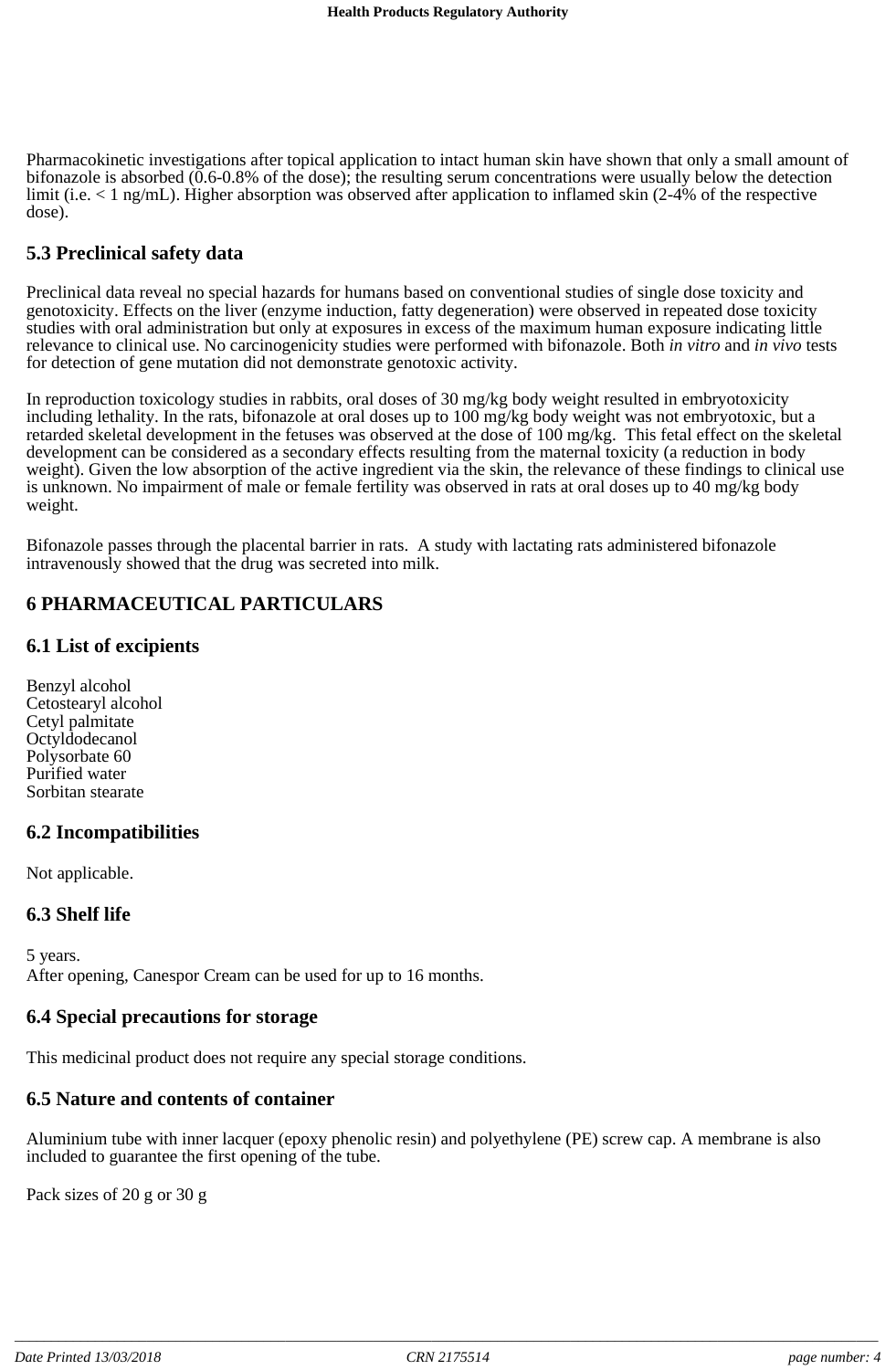Pharmacokinetic investigations after topical application to intact human skin have shown that only a small amount of bifonazole is absorbed (0.6-0.8% of the dose); the resulting serum concentrations were usually below the detection limit (i.e. < 1 ng/mL). Higher absorption was observed after application to inflamed skin (2-4% of the respective dose).

## 5.3 Preclinical safety data

Preclinical data reveal no special hazards for humans based on conventional studies of single dose toxicity and genotoxicity. Effects on the liver (enzyme induction, fatty degeneration) were observed in repeated dose toxicity studies with oral administration but only at exposures in excess of the maximum human exposure indicating little relevance to clinical use. No carcinogenicity studies were performed with bifonazole. Both *in vitro* and *in vivo* tests for detection of gene mutation did not demonstrate genotoxic activity.

In reproduction toxicology studies in rabbits, oral doses of 30 mg/kg body weight resulted in embryotoxicity including lethality. In the rats, bifonazole at oral doses up to 100 mg/kg body weight was not embryotoxic, but a retarded skeletal development in the fetuses was observed at the dose of 100 mg/kg. This fetal effect on the skeletal development can be considered as a secondary effects resulting from the maternal toxicity (a reduction in body weight). Given the low absorption of the active ingredient via the skin, the relevance of these findings to clinical use is unknown. No impairment of male or female fertility was observed in rats at oral doses up to 40 mg/kg body weight.

Bifonazole passes through the placental barrier in rats. A study with lactating rats administered bifonazole intravenously showed that the drug was secreted into milk.

# 6 PHARMACEUTICAL PARTICULARS

## 6.1 List of excipients

Benzyl alcohol
Cetostearyl alcohol
Cetyl palmitate
Octyldodecanol
Polysorbate 60
Purified water
Sorbitan stearate

## 6.2 Incompatibilities

Not applicable.

## 6.3 Shelf life

5 years.
After opening, Canespor Cream can be used for up to 16 months.

## 6.4 Special precautions for storage

This medicinal product does not require any special storage conditions.

## 6.5 Nature and contents of container

Aluminium tube with inner lacquer (epoxy phenolic resin) and polyethylene (PE) screw cap. A membrane is also included to guarantee the first opening of the tube.

Pack sizes of 20 g or 30 g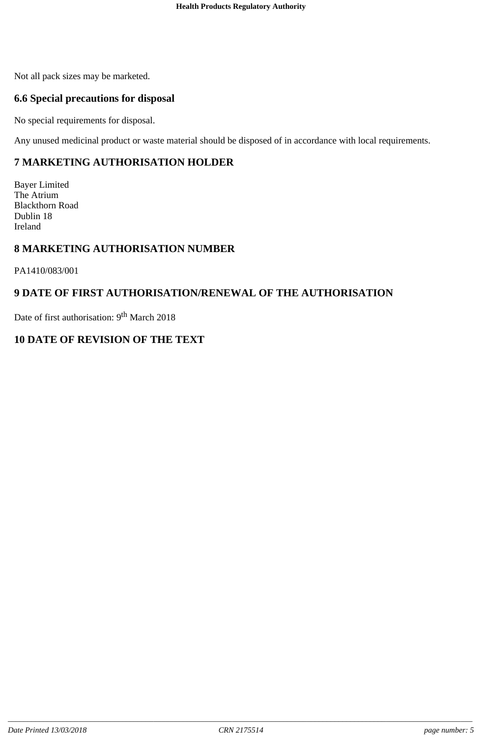Not all pack sizes may be marketed.

## 6.6 Special precautions for disposal

No special requirements for disposal.

Any unused medicinal product or waste material should be disposed of in accordance with local requirements.

# 7 MARKETING AUTHORISATION HOLDER

Bayer Limited
The Atrium
Blackthorn Road
Dublin 18
Ireland

# 8 MARKETING AUTHORISATION NUMBER

PA1410/083/001

# 9 DATE OF FIRST AUTHORISATION/RENEWAL OF THE AUTHORISATION

Date of first authorisation: 9th March 2018

# 10 DATE OF REVISION OF THE TEXT